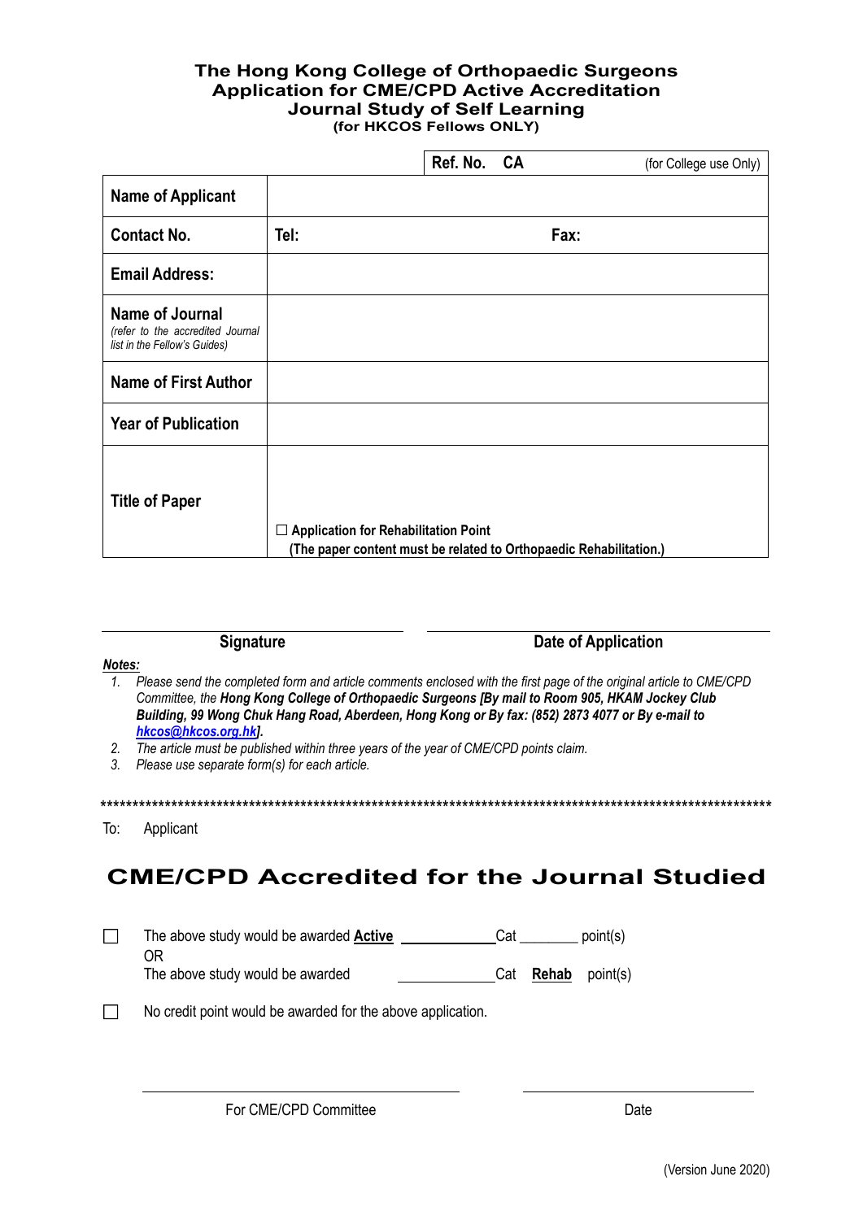# The Hong Kong College of Orthopaedic Surgeons
## Application for CME/CPD Active Accreditation
## Journal Study of Self Learning
**(for HKCOS Fellows ONLY)**

| | | | |
|---|---|---|---|
| | | **Ref. No. CA** | (for College use Only) |
| **Name of Applicant** | | | |
| **Contact No.** | **Tel:** | **Fax:** | |
| **Email Address:** | | | |
| **Name of Journal** *(refer to the accredited Journal list in the Fellow's Guides)* | | | |
| **Name of First Author** | | | |
| **Year of Publication** | | | |
| **Title of Paper** | ☐ **Application for Rehabilitation Point** **(The paper content must be related to Orthopaedic Rehabilitation.)** | | |

**Signature** &nbsp;&nbsp;&nbsp;&nbsp;&nbsp;&nbsp;&nbsp;&nbsp; **Date of Application**

***Notes:***

1. *Please send the completed form and article comments enclosed with the first page of the original article to CME/CPD Committee, the* ***Hong Kong College of Orthopaedic Surgeons [By mail to Room 905, HKAM Jockey Club Building, 99 Wong Chuk Hang Road, Aberdeen, Hong Kong or By fax: (852) 2873 4077 or By e-mail to hkcos@hkcos.org.hk].***
2. *The article must be published within three years of the year of CME/CPD points claim.*
3. *Please use separate form(s) for each article.*

---

To: Applicant

## CME/CPD Accredited for the Journal Studied

☐ The above study would be awarded **Active** \_\_\_\_\_\_\_\_\_\_ Cat \_\_\_\_\_\_\_\_ point(s)
OR
The above study would be awarded \_\_\_\_\_\_\_\_\_\_ Cat **Rehab** point(s)

☐ No credit point would be awarded for the above application.

For CME/CPD Committee &nbsp;&nbsp;&nbsp;&nbsp;&nbsp;&nbsp;&nbsp;&nbsp; Date

(Version June 2020)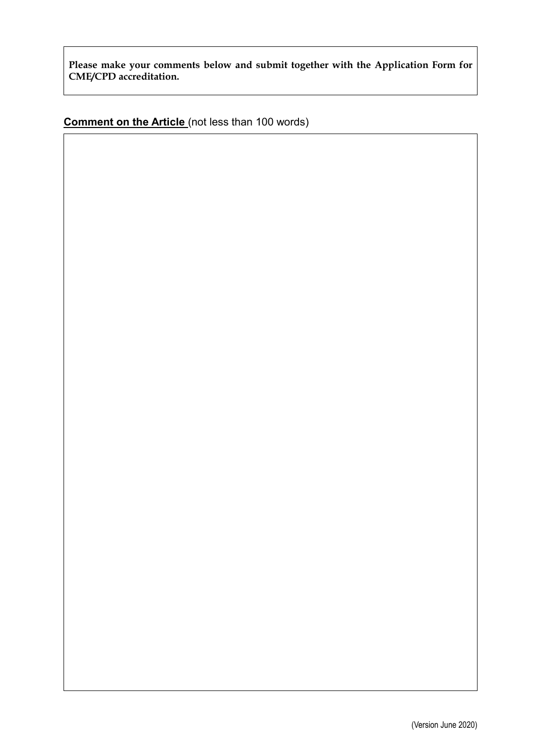**Please make your comments below and submit together with the Application Form for CME/CPD accreditation.**

**Comment on the Article** (not less than 100 words)

(Version June 2020)